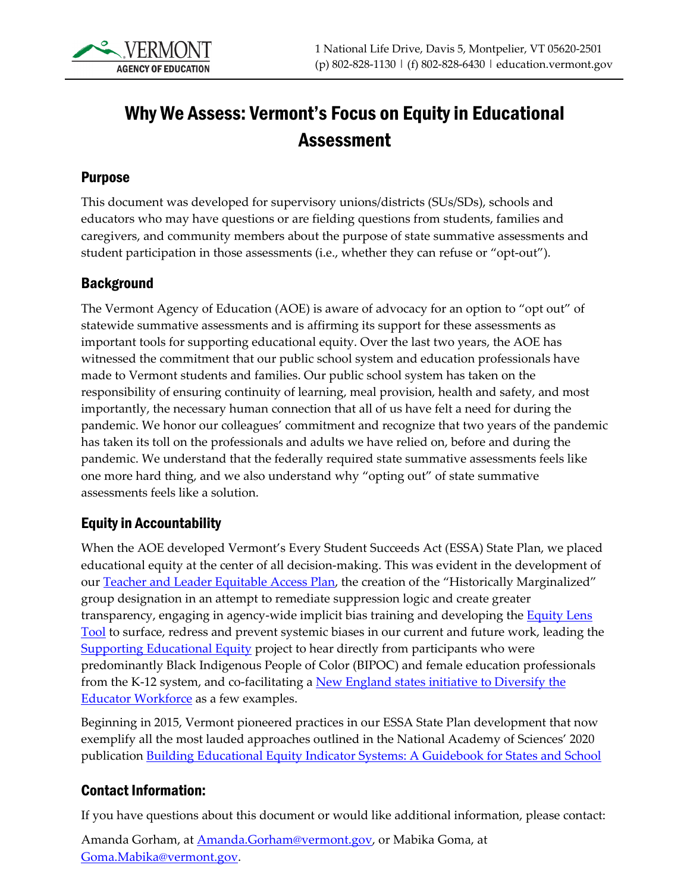# Why We Assess: Vermont's Focus on Equity in Educational Assessment

## Purpose

This document was developed for supervisory unions/districts (SUs/SDs), schools and educators who may have questions or are fielding questions from students, families and caregivers, and community members about the purpose of state summative assessments and student participation in those assessments (i.e., whether they can refuse or "opt-out").

## Background

The Vermont Agency of Education (AOE) is aware of advocacy for an option to "opt out" of statewide summative assessments and is affirming its support for these assessments as important tools for supporting educational equity. Over the last two years, the AOE has witnessed the commitment that our public school system and education professionals have made to Vermont students and families. Our public school system has taken on the responsibility of ensuring continuity of learning, meal provision, health and safety, and most importantly, the necessary human connection that all of us have felt a need for during the pandemic. We honor our colleagues' commitment and recognize that two years of the pandemic has taken its toll on the professionals and adults we have relied on, before and during the pandemic. We understand that the federally required state summative assessments feels like one more hard thing, and we also understand why "opting out" of state summative assessments feels like a solution.

## Equity in Accountability

When the AOE developed Vermont's Every Student Succeeds Act (ESSA) State Plan, we placed educational equity at the center of all decision-making. This was evident in the development of our Teacher and Leader Equitable Access Plan, the creation of the "Historically Marginalized" group designation in an attempt to remediate suppression logic and create greater transparency, engaging in agency-wide implicit bias training and developing the Equity Lens Tool to surface, redress and prevent systemic biases in our current and future work, leading the Supporting Educational Equity project to hear directly from participants who were predominantly Black Indigenous People of Color (BIPOC) and female education professionals from the K-12 system, and co-facilitating a New England states initiative to Diversify the Educator Workforce as a few examples.

Beginning in 2015, Vermont pioneered practices in our ESSA State Plan development that now exemplify all the most lauded approaches outlined in the National Academy of Sciences' 2020 publication Building Educational Equity Indicator Systems: A Guidebook for States and School

## Contact Information:

If you have questions about this document or would like additional information, please contact:

Amanda Gorham, at Amanda.Gorham@vermont.gov, or Mabika Goma, at Goma.Mabika@vermont.gov.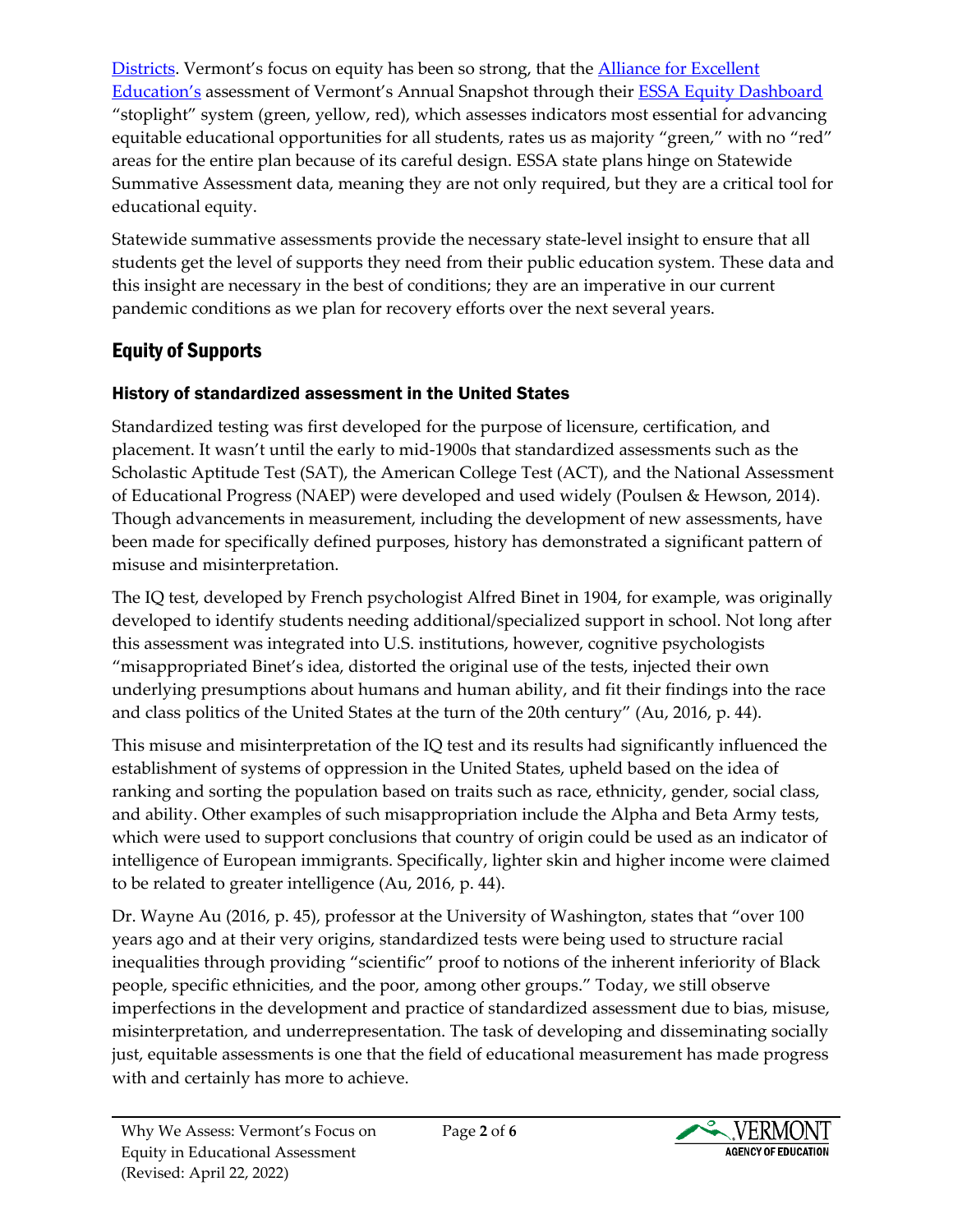Districts. Vermont's focus on equity has been so strong, that the Alliance for Excellent Education's assessment of Vermont's Annual Snapshot through their ESSA Equity Dashboard "stoplight" system (green, yellow, red), which assesses indicators most essential for advancing equitable educational opportunities for all students, rates us as majority "green," with no "red" areas for the entire plan because of its careful design. ESSA state plans hinge on Statewide Summative Assessment data, meaning they are not only required, but they are a critical tool for educational equity.

Statewide summative assessments provide the necessary state-level insight to ensure that all students get the level of supports they need from their public education system. These data and this insight are necessary in the best of conditions; they are an imperative in our current pandemic conditions as we plan for recovery efforts over the next several years.

## Equity of Supports

### History of standardized assessment in the United States

Standardized testing was first developed for the purpose of licensure, certification, and placement. It wasn't until the early to mid-1900s that standardized assessments such as the Scholastic Aptitude Test (SAT), the American College Test (ACT), and the National Assessment of Educational Progress (NAEP) were developed and used widely (Poulsen & Hewson, 2014). Though advancements in measurement, including the development of new assessments, have been made for specifically defined purposes, history has demonstrated a significant pattern of misuse and misinterpretation.

The IQ test, developed by French psychologist Alfred Binet in 1904, for example, was originally developed to identify students needing additional/specialized support in school. Not long after this assessment was integrated into U.S. institutions, however, cognitive psychologists "misappropriated Binet's idea, distorted the original use of the tests, injected their own underlying presumptions about humans and human ability, and fit their findings into the race and class politics of the United States at the turn of the 20th century" (Au, 2016, p. 44).

This misuse and misinterpretation of the IQ test and its results had significantly influenced the establishment of systems of oppression in the United States, upheld based on the idea of ranking and sorting the population based on traits such as race, ethnicity, gender, social class, and ability. Other examples of such misappropriation include the Alpha and Beta Army tests, which were used to support conclusions that country of origin could be used as an indicator of intelligence of European immigrants. Specifically, lighter skin and higher income were claimed to be related to greater intelligence (Au, 2016, p. 44).

Dr. Wayne Au (2016, p. 45), professor at the University of Washington, states that "over 100 years ago and at their very origins, standardized tests were being used to structure racial inequalities through providing "scientific" proof to notions of the inherent inferiority of Black people, specific ethnicities, and the poor, among other groups." Today, we still observe imperfections in the development and practice of standardized assessment due to bias, misuse, misinterpretation, and underrepresentation. The task of developing and disseminating socially just, equitable assessments is one that the field of educational measurement has made progress with and certainly has more to achieve.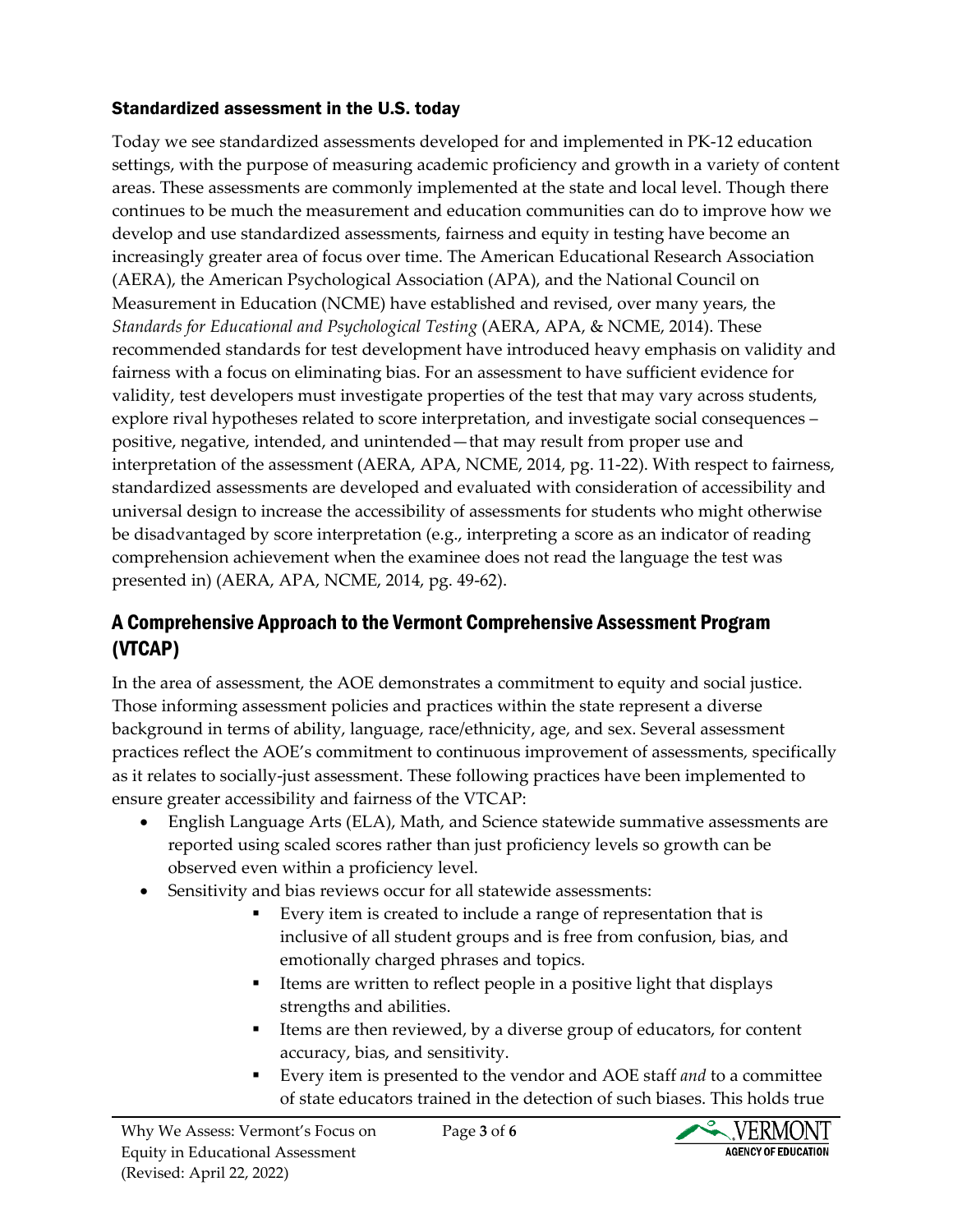### Standardized assessment in the U.S. today

Today we see standardized assessments developed for and implemented in PK-12 education settings, with the purpose of measuring academic proficiency and growth in a variety of content areas. These assessments are commonly implemented at the state and local level. Though there continues to be much the measurement and education communities can do to improve how we develop and use standardized assessments, fairness and equity in testing have become an increasingly greater area of focus over time. The American Educational Research Association (AERA), the American Psychological Association (APA), and the National Council on Measurement in Education (NCME) have established and revised, over many years, the *Standards for Educational and Psychological Testing* (AERA, APA, & NCME, 2014). These recommended standards for test development have introduced heavy emphasis on validity and fairness with a focus on eliminating bias. For an assessment to have sufficient evidence for validity, test developers must investigate properties of the test that may vary across students, explore rival hypotheses related to score interpretation, and investigate social consequences – positive, negative, intended, and unintended—that may result from proper use and interpretation of the assessment (AERA, APA, NCME, 2014, pg. 11-22). With respect to fairness, standardized assessments are developed and evaluated with consideration of accessibility and universal design to increase the accessibility of assessments for students who might otherwise be disadvantaged by score interpretation (e.g., interpreting a score as an indicator of reading comprehension achievement when the examinee does not read the language the test was presented in) (AERA, APA, NCME, 2014, pg. 49-62).

## A Comprehensive Approach to the Vermont Comprehensive Assessment Program (VTCAP)

In the area of assessment, the AOE demonstrates a commitment to equity and social justice. Those informing assessment policies and practices within the state represent a diverse background in terms of ability, language, race/ethnicity, age, and sex. Several assessment practices reflect the AOE's commitment to continuous improvement of assessments, specifically as it relates to socially-just assessment. These following practices have been implemented to ensure greater accessibility and fairness of the VTCAP:

- English Language Arts (ELA), Math, and Science statewide summative assessments are reported using scaled scores rather than just proficiency levels so growth can be observed even within a proficiency level.
- Sensitivity and bias reviews occur for all statewide assessments:
    - Every item is created to include a range of representation that is inclusive of all student groups and is free from confusion, bias, and emotionally charged phrases and topics.
    - Items are written to reflect people in a positive light that displays strengths and abilities.
    - Items are then reviewed, by a diverse group of educators, for content accuracy, bias, and sensitivity.
    - Every item is presented to the vendor and AOE staff *and* to a committee of state educators trained in the detection of such biases. This holds true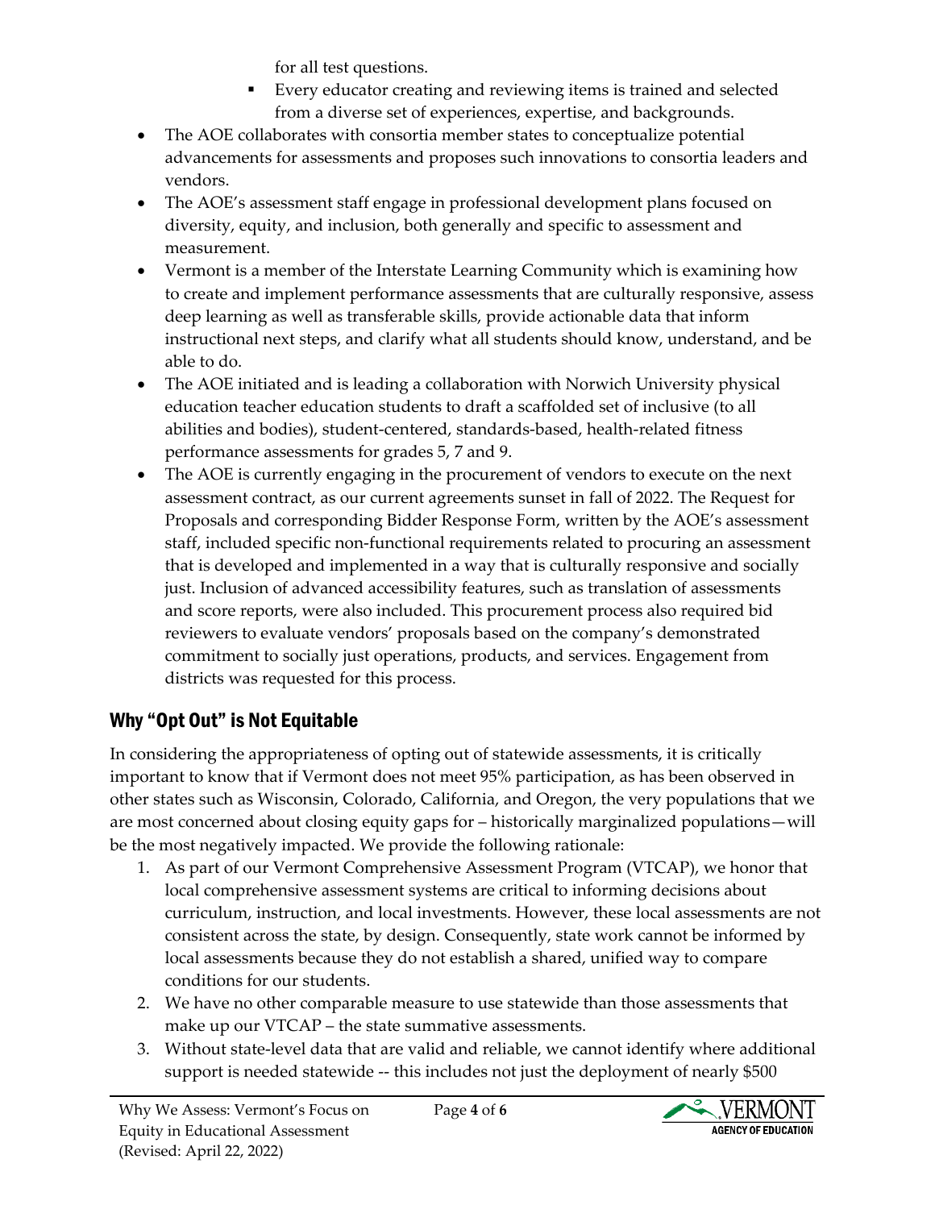for all test questions.

    - Every educator creating and reviewing items is trained and selected from a diverse set of experiences, expertise, and backgrounds.

- The AOE collaborates with consortia member states to conceptualize potential advancements for assessments and proposes such innovations to consortia leaders and vendors.
- The AOE's assessment staff engage in professional development plans focused on diversity, equity, and inclusion, both generally and specific to assessment and measurement.
- Vermont is a member of the Interstate Learning Community which is examining how to create and implement performance assessments that are culturally responsive, assess deep learning as well as transferable skills, provide actionable data that inform instructional next steps, and clarify what all students should know, understand, and be able to do.
- The AOE initiated and is leading a collaboration with Norwich University physical education teacher education students to draft a scaffolded set of inclusive (to all abilities and bodies), student-centered, standards-based, health-related fitness performance assessments for grades 5, 7 and 9.
- The AOE is currently engaging in the procurement of vendors to execute on the next assessment contract, as our current agreements sunset in fall of 2022. The Request for Proposals and corresponding Bidder Response Form, written by the AOE's assessment staff, included specific non-functional requirements related to procuring an assessment that is developed and implemented in a way that is culturally responsive and socially just. Inclusion of advanced accessibility features, such as translation of assessments and score reports, were also included. This procurement process also required bid reviewers to evaluate vendors' proposals based on the company's demonstrated commitment to socially just operations, products, and services. Engagement from districts was requested for this process.

## Why "Opt Out" is Not Equitable

In considering the appropriateness of opting out of statewide assessments, it is critically important to know that if Vermont does not meet 95% participation, as has been observed in other states such as Wisconsin, Colorado, California, and Oregon, the very populations that we are most concerned about closing equity gaps for – historically marginalized populations—will be the most negatively impacted. We provide the following rationale:

1. As part of our Vermont Comprehensive Assessment Program (VTCAP), we honor that local comprehensive assessment systems are critical to informing decisions about curriculum, instruction, and local investments. However, these local assessments are not consistent across the state, by design. Consequently, state work cannot be informed by local assessments because they do not establish a shared, unified way to compare conditions for our students.
2. We have no other comparable measure to use statewide than those assessments that make up our VTCAP – the state summative assessments.
3. Without state-level data that are valid and reliable, we cannot identify where additional support is needed statewide -- this includes not just the deployment of nearly $500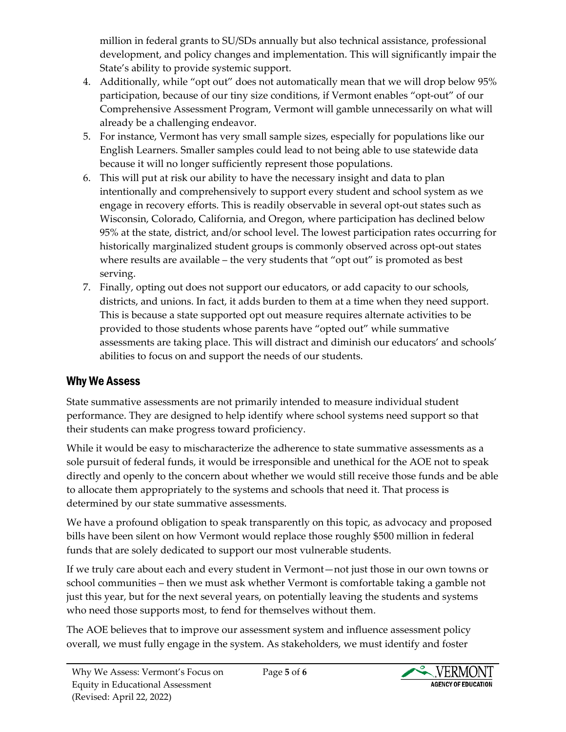million in federal grants to SU/SDs annually but also technical assistance, professional development, and policy changes and implementation. This will significantly impair the State's ability to provide systemic support.

4. Additionally, while "opt out" does not automatically mean that we will drop below 95% participation, because of our tiny size conditions, if Vermont enables "opt-out" of our Comprehensive Assessment Program, Vermont will gamble unnecessarily on what will already be a challenging endeavor.
5. For instance, Vermont has very small sample sizes, especially for populations like our English Learners. Smaller samples could lead to not being able to use statewide data because it will no longer sufficiently represent those populations.
6. This will put at risk our ability to have the necessary insight and data to plan intentionally and comprehensively to support every student and school system as we engage in recovery efforts. This is readily observable in several opt-out states such as Wisconsin, Colorado, California, and Oregon, where participation has declined below 95% at the state, district, and/or school level. The lowest participation rates occurring for historically marginalized student groups is commonly observed across opt-out states where results are available – the very students that "opt out" is promoted as best serving.
7. Finally, opting out does not support our educators, or add capacity to our schools, districts, and unions. In fact, it adds burden to them at a time when they need support. This is because a state supported opt out measure requires alternate activities to be provided to those students whose parents have "opted out" while summative assessments are taking place. This will distract and diminish our educators' and schools' abilities to focus on and support the needs of our students.

## Why We Assess

State summative assessments are not primarily intended to measure individual student performance. They are designed to help identify where school systems need support so that their students can make progress toward proficiency.

While it would be easy to mischaracterize the adherence to state summative assessments as a sole pursuit of federal funds, it would be irresponsible and unethical for the AOE not to speak directly and openly to the concern about whether we would still receive those funds and be able to allocate them appropriately to the systems and schools that need it. That process is determined by our state summative assessments.

We have a profound obligation to speak transparently on this topic, as advocacy and proposed bills have been silent on how Vermont would replace those roughly $500 million in federal funds that are solely dedicated to support our most vulnerable students.

If we truly care about each and every student in Vermont—not just those in our own towns or school communities – then we must ask whether Vermont is comfortable taking a gamble not just this year, but for the next several years, on potentially leaving the students and systems who need those supports most, to fend for themselves without them.

The AOE believes that to improve our assessment system and influence assessment policy overall, we must fully engage in the system. As stakeholders, we must identify and foster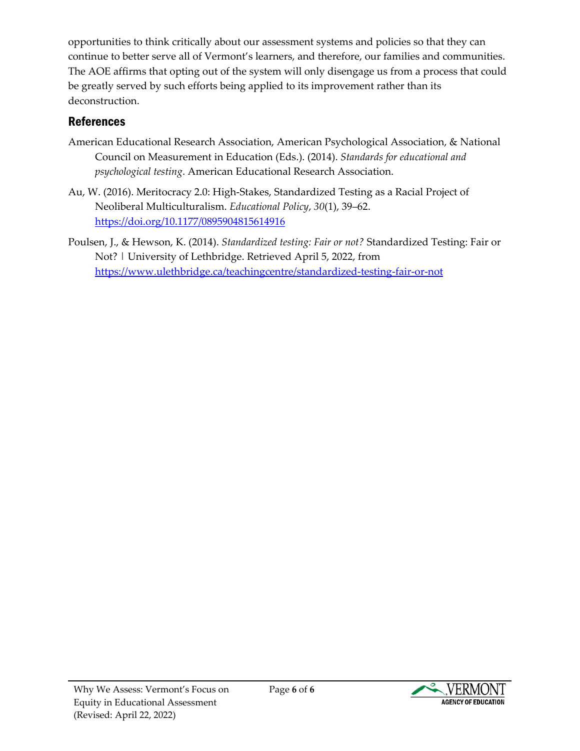opportunities to think critically about our assessment systems and policies so that they can continue to better serve all of Vermont's learners, and therefore, our families and communities. The AOE affirms that opting out of the system will only disengage us from a process that could be greatly served by such efforts being applied to its improvement rather than its deconstruction.

## References

American Educational Research Association, American Psychological Association, & National Council on Measurement in Education (Eds.). (2014). *Standards for educational and psychological testing*. American Educational Research Association.

Au, W. (2016). Meritocracy 2.0: High-Stakes, Standardized Testing as a Racial Project of Neoliberal Multiculturalism. *Educational Policy*, *30*(1), 39–62. https://doi.org/10.1177/0895904815614916

Poulsen, J., & Hewson, K. (2014). *Standardized testing: Fair or not?* Standardized Testing: Fair or Not? | University of Lethbridge. Retrieved April 5, 2022, from https://www.ulethbridge.ca/teachingcentre/standardized-testing-fair-or-not